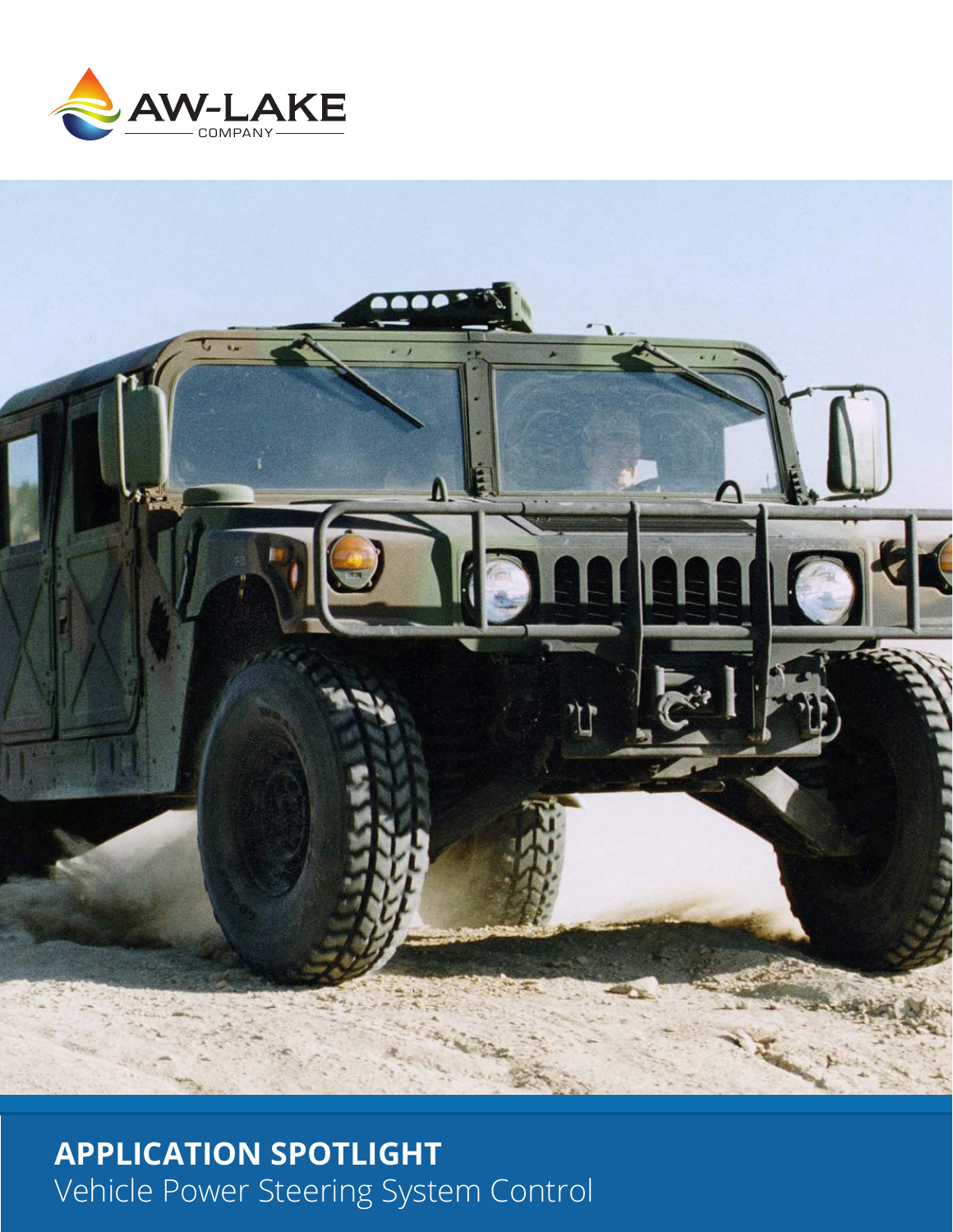AW-LAKE
COMPANY

**APPLICATION SPOTLIGHT**

Vehicle Power Steering System Control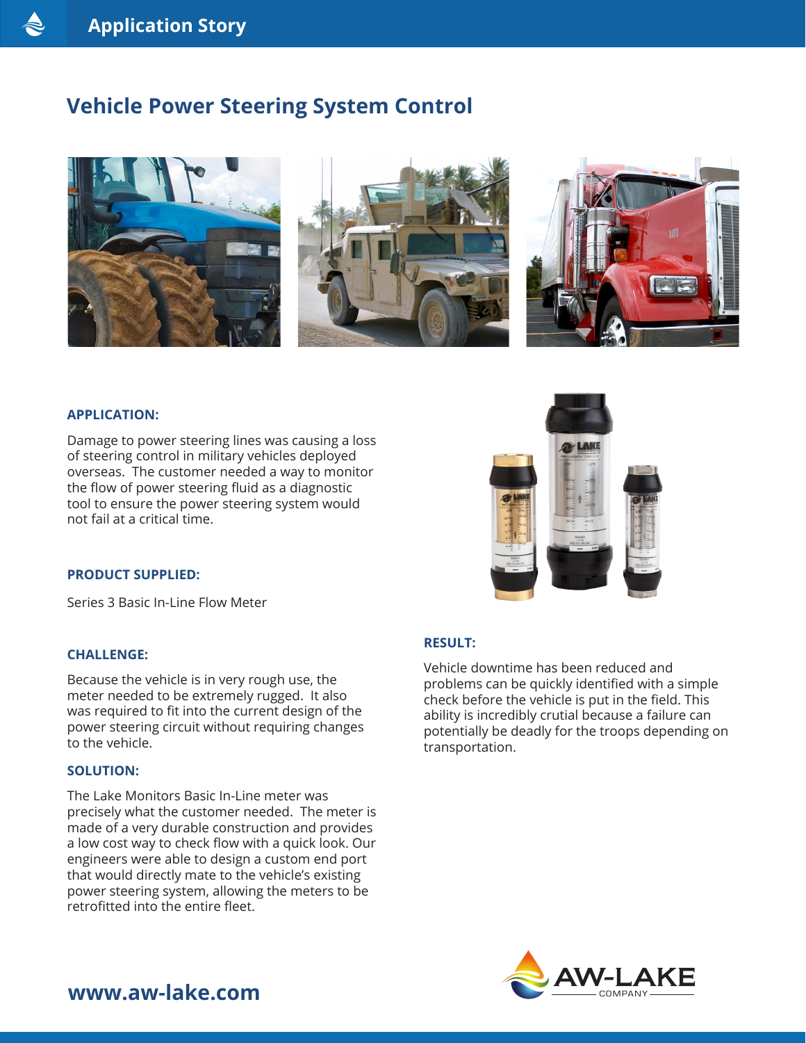# Vehicle Power Steering System Control

### APPLICATION:

Damage to power steering lines was causing a loss of steering control in military vehicles deployed overseas. The customer needed a way to monitor the flow of power steering fluid as a diagnostic tool to ensure the power steering system would not fail at a critical time.

### PRODUCT SUPPLIED:

Series 3 Basic In-Line Flow Meter

### CHALLENGE:

Because the vehicle is in very rough use, the meter needed to be extremely rugged. It also was required to fit into the current design of the power steering circuit without requiring changes to the vehicle.

### SOLUTION:

The Lake Monitors Basic In-Line meter was precisely what the customer needed. The meter is made of a very durable construction and provides a low cost way to check flow with a quick look. Our engineers were able to design a custom end port that would directly mate to the vehicle's existing power steering system, allowing the meters to be retrofitted into the entire fleet.

### RESULT:

Vehicle downtime has been reduced and problems can be quickly identified with a simple check before the vehicle is put in the field. This ability is incredibly crutial because a failure can potentially be deadly for the troops depending on transportation.

**www.aw-lake.com**